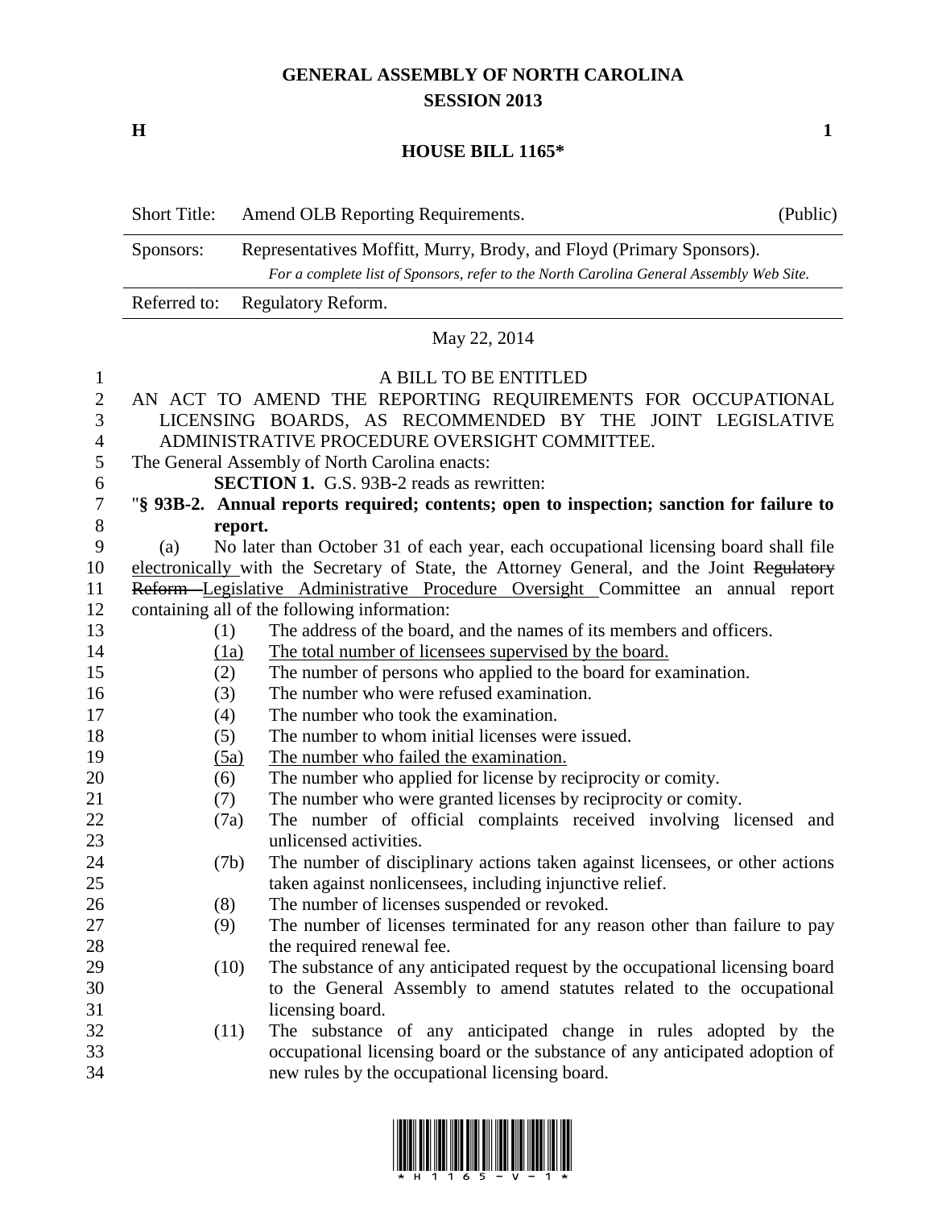# GENERAL ASSEMBLY OF NORTH CAROLINA
## SESSION 2013

**H** **1**

## HOUSE BILL 1165*

| | | |
|---|---|---|
| Short Title: | Amend OLB Reporting Requirements. | (Public) |
| Sponsors: | Representatives Moffitt, Murry, Brody, and Floyd (Primary Sponsors). *For a complete list of Sponsors, refer to the North Carolina General Assembly Web Site.* | |
| Referred to: | Regulatory Reform. | |

May 22, 2014

A BILL TO BE ENTITLED

AN ACT TO AMEND THE REPORTING REQUIREMENTS FOR OCCUPATIONAL LICENSING BOARDS, AS RECOMMENDED BY THE JOINT LEGISLATIVE ADMINISTRATIVE PROCEDURE OVERSIGHT COMMITTEE.

The General Assembly of North Carolina enacts:

**SECTION 1.** G.S. 93B-2 reads as rewritten:

"**§ 93B-2. Annual reports required; contents; open to inspection; sanction for failure to report.**

(a) No later than October 31 of each year, each occupational licensing board shall file electronically with the Secretary of State, the Attorney General, and the Joint ~~Regulatory Reform~~ Legislative Administrative Procedure Oversight Committee an annual report containing all of the following information:

(1) The address of the board, and the names of its members and officers.

(1a) The total number of licensees supervised by the board.

(2) The number of persons who applied to the board for examination.

(3) The number who were refused examination.

(4) The number who took the examination.

(5) The number to whom initial licenses were issued.

(5a) The number who failed the examination.

(6) The number who applied for license by reciprocity or comity.

(7) The number who were granted licenses by reciprocity or comity.

(7a) The number of official complaints received involving licensed and unlicensed activities.

(7b) The number of disciplinary actions taken against licensees, or other actions taken against nonlicensees, including injunctive relief.

(8) The number of licenses suspended or revoked.

(9) The number of licenses terminated for any reason other than failure to pay the required renewal fee.

(10) The substance of any anticipated request by the occupational licensing board to the General Assembly to amend statutes related to the occupational licensing board.

(11) The substance of any anticipated change in rules adopted by the occupational licensing board or the substance of any anticipated adoption of new rules by the occupational licensing board.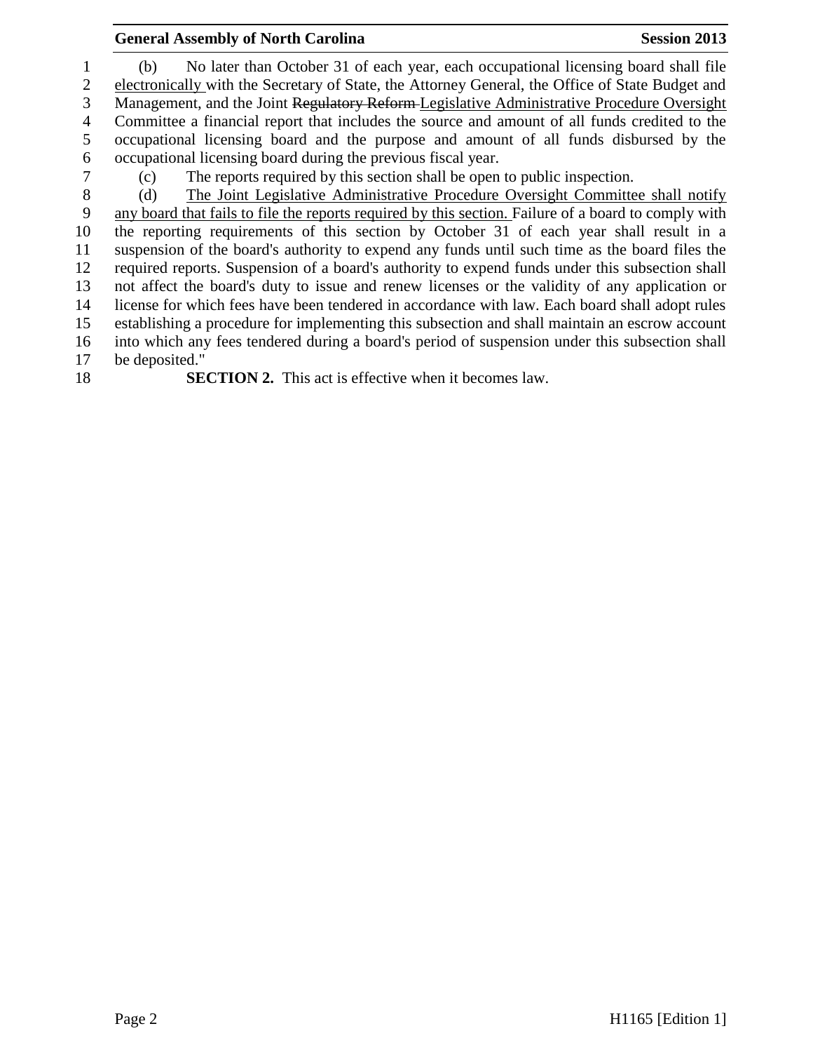(b) No later than October 31 of each year, each occupational licensing board shall file electronically with the Secretary of State, the Attorney General, the Office of State Budget and Management, and the Joint ~~Regulatory Reform~~ Legislative Administrative Procedure Oversight Committee a financial report that includes the source and amount of all funds credited to the occupational licensing board and the purpose and amount of all funds disbursed by the occupational licensing board during the previous fiscal year.

(c) The reports required by this section shall be open to public inspection.

(d) The Joint Legislative Administrative Procedure Oversight Committee shall notify any board that fails to file the reports required by this section. Failure of a board to comply with the reporting requirements of this section by October 31 of each year shall result in a suspension of the board's authority to expend any funds until such time as the board files the required reports. Suspension of a board's authority to expend funds under this subsection shall not affect the board's duty to issue and renew licenses or the validity of any application or license for which fees have been tendered in accordance with law. Each board shall adopt rules establishing a procedure for implementing this subsection and shall maintain an escrow account into which any fees tendered during a board's period of suspension under this subsection shall be deposited."

**SECTION 2.** This act is effective when it becomes law.